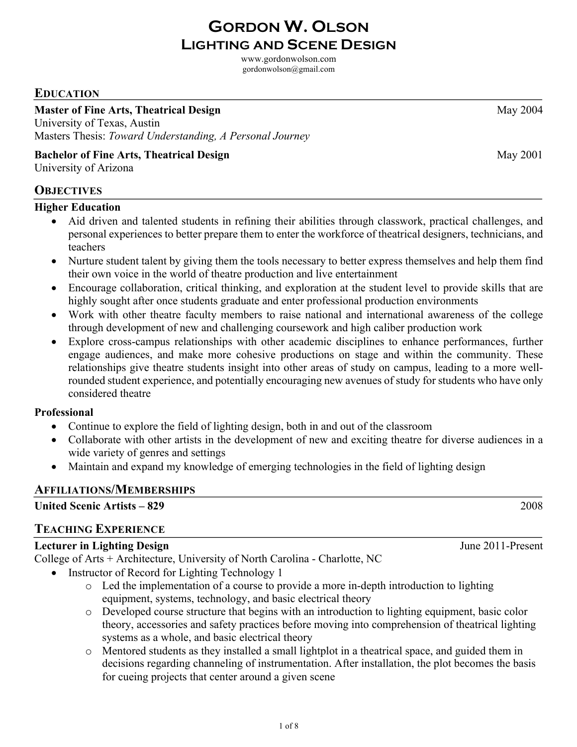# Gordon W. Olson
## Lighting and Scene Design

www.gordonwolson.com
gordonwolson@gmail.com

## Education

**Master of Fine Arts, Theatrical Design** May 2004
University of Texas, Austin
Masters Thesis: *Toward Understanding, A Personal Journey*

**Bachelor of Fine Arts, Theatrical Design** May 2001
University of Arizona

## Objectives

**Higher Education**

- Aid driven and talented students in refining their abilities through classwork, practical challenges, and personal experiences to better prepare them to enter the workforce of theatrical designers, technicians, and teachers
- Nurture student talent by giving them the tools necessary to better express themselves and help them find their own voice in the world of theatre production and live entertainment
- Encourage collaboration, critical thinking, and exploration at the student level to provide skills that are highly sought after once students graduate and enter professional production environments
- Work with other theatre faculty members to raise national and international awareness of the college through development of new and challenging coursework and high caliber production work
- Explore cross-campus relationships with other academic disciplines to enhance performances, further engage audiences, and make more cohesive productions on stage and within the community. These relationships give theatre students insight into other areas of study on campus, leading to a more well-rounded student experience, and potentially encouraging new avenues of study for students who have only considered theatre

**Professional**

- Continue to explore the field of lighting design, both in and out of the classroom
- Collaborate with other artists in the development of new and exciting theatre for diverse audiences in a wide variety of genres and settings
- Maintain and expand my knowledge of emerging technologies in the field of lighting design

## Affiliations/Memberships

**United Scenic Artists – 829** 2008

## Teaching Experience

**Lecturer in Lighting Design** June 2011-Present
College of Arts + Architecture, University of North Carolina - Charlotte, NC

- Instructor of Record for Lighting Technology 1
  - Led the implementation of a course to provide a more in-depth introduction to lighting equipment, systems, technology, and basic electrical theory
  - Developed course structure that begins with an introduction to lighting equipment, basic color theory, accessories and safety practices before moving into comprehension of theatrical lighting systems as a whole, and basic electrical theory
  - Mentored students as they installed a small lightplot in a theatrical space, and guided them in decisions regarding channeling of instrumentation. After installation, the plot becomes the basis for cueing projects that center around a given scene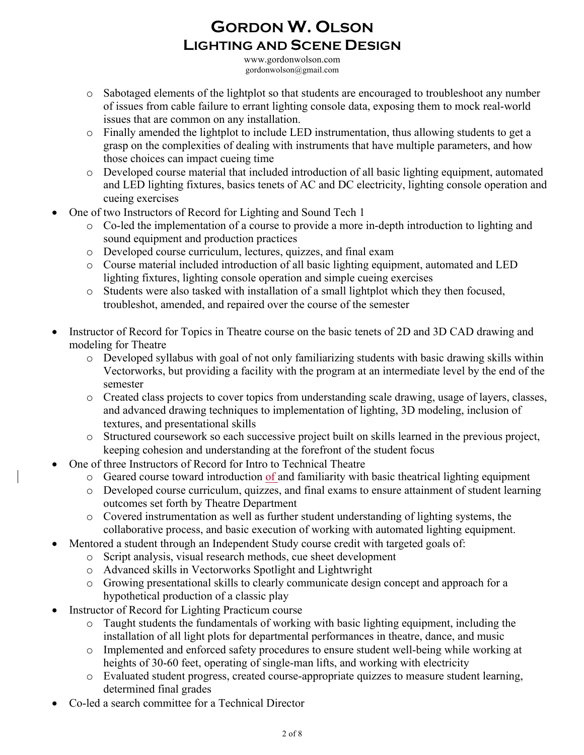- Sabotaged elements of the lightplot so that students are encouraged to troubleshoot any number of issues from cable failure to errant lighting console data, exposing them to mock real-world issues that are common on any installation.
  - Finally amended the lightplot to include LED instrumentation, thus allowing students to get a grasp on the complexities of dealing with instruments that have multiple parameters, and how those choices can impact cueing time
  - Developed course material that included introduction of all basic lighting equipment, automated and LED lighting fixtures, basics tenets of AC and DC electricity, lighting console operation and cueing exercises
- One of two Instructors of Record for Lighting and Sound Tech 1
  - Co-led the implementation of a course to provide a more in-depth introduction to lighting and sound equipment and production practices
  - Developed course curriculum, lectures, quizzes, and final exam
  - Course material included introduction of all basic lighting equipment, automated and LED lighting fixtures, lighting console operation and simple cueing exercises
  - Students were also tasked with installation of a small lightplot which they then focused, troubleshot, amended, and repaired over the course of the semester

- Instructor of Record for Topics in Theatre course on the basic tenets of 2D and 3D CAD drawing and modeling for Theatre
  - Developed syllabus with goal of not only familiarizing students with basic drawing skills within Vectorworks, but providing a facility with the program at an intermediate level by the end of the semester
  - Created class projects to cover topics from understanding scale drawing, usage of layers, classes, and advanced drawing techniques to implementation of lighting, 3D modeling, inclusion of textures, and presentational skills
  - Structured coursework so each successive project built on skills learned in the previous project, keeping cohesion and understanding at the forefront of the student focus
- One of three Instructors of Record for Intro to Technical Theatre
  - Geared course toward introduction of and familiarity with basic theatrical lighting equipment
  - Developed course curriculum, quizzes, and final exams to ensure attainment of student learning outcomes set forth by Theatre Department
  - Covered instrumentation as well as further student understanding of lighting systems, the collaborative process, and basic execution of working with automated lighting equipment.
- Mentored a student through an Independent Study course credit with targeted goals of:
  - Script analysis, visual research methods, cue sheet development
  - Advanced skills in Vectorworks Spotlight and Lightwright
  - Growing presentational skills to clearly communicate design concept and approach for a hypothetical production of a classic play
- Instructor of Record for Lighting Practicum course
  - Taught students the fundamentals of working with basic lighting equipment, including the installation of all light plots for departmental performances in theatre, dance, and music
  - Implemented and enforced safety procedures to ensure student well-being while working at heights of 30-60 feet, operating of single-man lifts, and working with electricity
  - Evaluated student progress, created course-appropriate quizzes to measure student learning, determined final grades
- Co-led a search committee for a Technical Director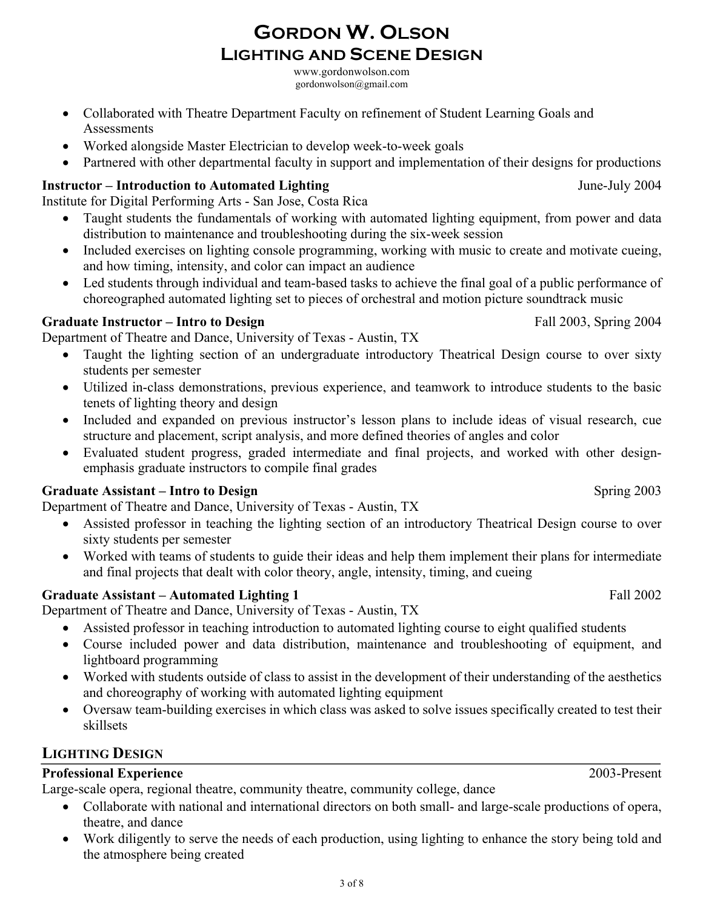- Collaborated with Theatre Department Faculty on refinement of Student Learning Goals and Assessments
- Worked alongside Master Electrician to develop week-to-week goals
- Partnered with other departmental faculty in support and implementation of their designs for productions

**Instructor – Introduction to Automated Lighting** June-July 2004
Institute for Digital Performing Arts - San Jose, Costa Rica

- Taught students the fundamentals of working with automated lighting equipment, from power and data distribution to maintenance and troubleshooting during the six-week session
- Included exercises on lighting console programming, working with music to create and motivate cueing, and how timing, intensity, and color can impact an audience
- Led students through individual and team-based tasks to achieve the final goal of a public performance of choreographed automated lighting set to pieces of orchestral and motion picture soundtrack music

**Graduate Instructor – Intro to Design** Fall 2003, Spring 2004
Department of Theatre and Dance, University of Texas - Austin, TX

- Taught the lighting section of an undergraduate introductory Theatrical Design course to over sixty students per semester
- Utilized in-class demonstrations, previous experience, and teamwork to introduce students to the basic tenets of lighting theory and design
- Included and expanded on previous instructor's lesson plans to include ideas of visual research, cue structure and placement, script analysis, and more defined theories of angles and color
- Evaluated student progress, graded intermediate and final projects, and worked with other design-emphasis graduate instructors to compile final grades

**Graduate Assistant – Intro to Design** Spring 2003
Department of Theatre and Dance, University of Texas - Austin, TX

- Assisted professor in teaching the lighting section of an introductory Theatrical Design course to over sixty students per semester
- Worked with teams of students to guide their ideas and help them implement their plans for intermediate and final projects that dealt with color theory, angle, intensity, timing, and cueing

**Graduate Assistant – Automated Lighting 1** Fall 2002
Department of Theatre and Dance, University of Texas - Austin, TX

- Assisted professor in teaching introduction to automated lighting course to eight qualified students
- Course included power and data distribution, maintenance and troubleshooting of equipment, and lightboard programming
- Worked with students outside of class to assist in the development of their understanding of the aesthetics and choreography of working with automated lighting equipment
- Oversaw team-building exercises in which class was asked to solve issues specifically created to test their skillsets

## Lighting Design

**Professional Experience** 2003-Present
Large-scale opera, regional theatre, community theatre, community college, dance

- Collaborate with national and international directors on both small- and large-scale productions of opera, theatre, and dance
- Work diligently to serve the needs of each production, using lighting to enhance the story being told and the atmosphere being created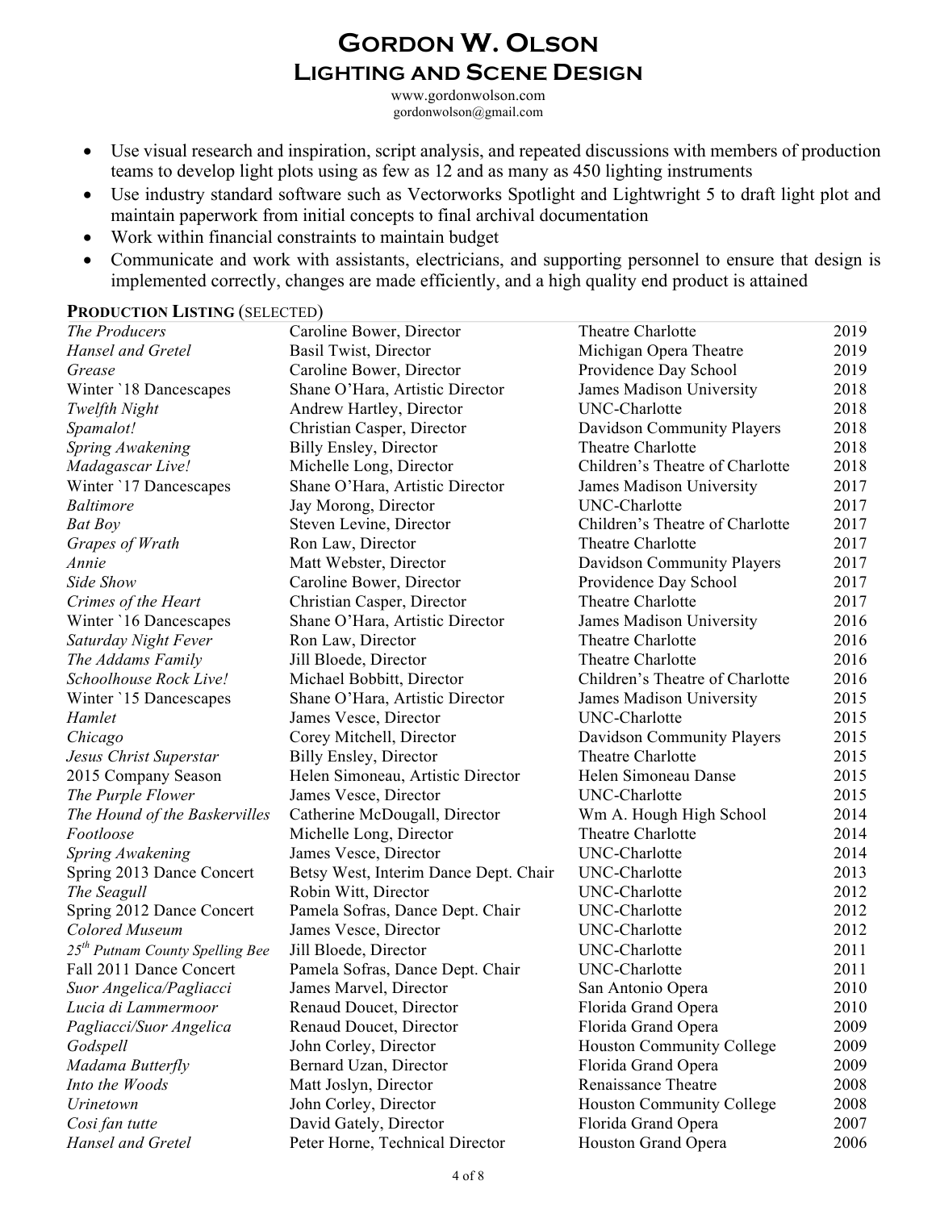# Gordon W. Olson
## Lighting and Scene Design

www.gordonwolson.com
gordonwolson@gmail.com

- Use visual research and inspiration, script analysis, and repeated discussions with members of production teams to develop light plots using as few as 12 and as many as 450 lighting instruments
- Use industry standard software such as Vectorworks Spotlight and Lightwright 5 to draft light plot and maintain paperwork from initial concepts to final archival documentation
- Work within financial constraints to maintain budget
- Communicate and work with assistants, electricians, and supporting personnel to ensure that design is implemented correctly, changes are made efficiently, and a high quality end product is attained

**Production Listing** (selected)

| Production | Director | Venue | Year |
|---|---|---|---|
| *The Producers* | Caroline Bower, Director | Theatre Charlotte | 2019 |
| *Hansel and Gretel* | Basil Twist, Director | Michigan Opera Theatre | 2019 |
| *Grease* | Caroline Bower, Director | Providence Day School | 2019 |
| Winter `18 Dancescapes | Shane O'Hara, Artistic Director | James Madison University | 2018 |
| *Twelfth Night* | Andrew Hartley, Director | UNC-Charlotte | 2018 |
| *Spamalot!* | Christian Casper, Director | Davidson Community Players | 2018 |
| *Spring Awakening* | Billy Ensley, Director | Theatre Charlotte | 2018 |
| *Madagascar Live!* | Michelle Long, Director | Children's Theatre of Charlotte | 2018 |
| Winter `17 Dancescapes | Shane O'Hara, Artistic Director | James Madison University | 2017 |
| *Baltimore* | Jay Morong, Director | UNC-Charlotte | 2017 |
| *Bat Boy* | Steven Levine, Director | Children's Theatre of Charlotte | 2017 |
| *Grapes of Wrath* | Ron Law, Director | Theatre Charlotte | 2017 |
| *Annie* | Matt Webster, Director | Davidson Community Players | 2017 |
| *Side Show* | Caroline Bower, Director | Providence Day School | 2017 |
| *Crimes of the Heart* | Christian Casper, Director | Theatre Charlotte | 2017 |
| Winter `16 Dancescapes | Shane O'Hara, Artistic Director | James Madison University | 2016 |
| *Saturday Night Fever* | Ron Law, Director | Theatre Charlotte | 2016 |
| *The Addams Family* | Jill Bloede, Director | Theatre Charlotte | 2016 |
| *Schoolhouse Rock Live!* | Michael Bobbitt, Director | Children's Theatre of Charlotte | 2016 |
| Winter `15 Dancescapes | Shane O'Hara, Artistic Director | James Madison University | 2015 |
| *Hamlet* | James Vesce, Director | UNC-Charlotte | 2015 |
| *Chicago* | Corey Mitchell, Director | Davidson Community Players | 2015 |
| *Jesus Christ Superstar* | Billy Ensley, Director | Theatre Charlotte | 2015 |
| 2015 Company Season | Helen Simoneau, Artistic Director | Helen Simoneau Danse | 2015 |
| *The Purple Flower* | James Vesce, Director | UNC-Charlotte | 2015 |
| *The Hound of the Baskervilles* | Catherine McDougall, Director | Wm A. Hough High School | 2014 |
| *Footloose* | Michelle Long, Director | Theatre Charlotte | 2014 |
| *Spring Awakening* | James Vesce, Director | UNC-Charlotte | 2014 |
| Spring 2013 Dance Concert | Betsy West, Interim Dance Dept. Chair | UNC-Charlotte | 2013 |
| *The Seagull* | Robin Witt, Director | UNC-Charlotte | 2012 |
| Spring 2012 Dance Concert | Pamela Sofras, Dance Dept. Chair | UNC-Charlotte | 2012 |
| *Colored Museum* | James Vesce, Director | UNC-Charlotte | 2012 |
| *25th Putnam County Spelling Bee* | Jill Bloede, Director | UNC-Charlotte | 2011 |
| Fall 2011 Dance Concert | Pamela Sofras, Dance Dept. Chair | UNC-Charlotte | 2011 |
| *Suor Angelica/Pagliacci* | James Marvel, Director | San Antonio Opera | 2010 |
| *Lucia di Lammermoor* | Renaud Doucet, Director | Florida Grand Opera | 2010 |
| *Pagliacci/Suor Angelica* | Renaud Doucet, Director | Florida Grand Opera | 2009 |
| *Godspell* | John Corley, Director | Houston Community College | 2009 |
| *Madama Butterfly* | Bernard Uzan, Director | Florida Grand Opera | 2009 |
| *Into the Woods* | Matt Joslyn, Director | Renaissance Theatre | 2008 |
| *Urinetown* | John Corley, Director | Houston Community College | 2008 |
| *Cosi fan tutte* | David Gately, Director | Florida Grand Opera | 2007 |
| *Hansel and Gretel* | Peter Horne, Technical Director | Houston Grand Opera | 2006 |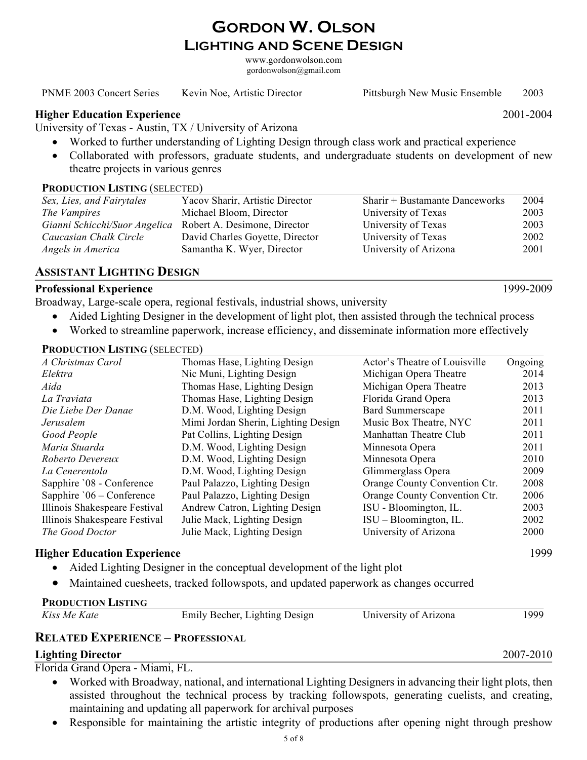# Gordon W. Olson
## Lighting and Scene Design

www.gordonwolson.com
gordonwolson@gmail.com

| | | | |
|---|---|---|---|
| PNME 2003 Concert Series | Kevin Noe, Artistic Director | Pittsburgh New Music Ensemble | 2003 |

**Higher Education Experience** 2001-2004

University of Texas - Austin, TX / University of Arizona

- Worked to further understanding of Lighting Design through class work and practical experience
- Collaborated with professors, graduate students, and undergraduate students on development of new theatre projects in various genres

**PRODUCTION LISTING** (SELECTED)

| | | | |
|---|---|---|---|
| *Sex, Lies, and Fairytales* | Yacov Sharir, Artistic Director | Sharir + Bustamante Danceworks | 2004 |
| *The Vampires* | Michael Bloom, Director | University of Texas | 2003 |
| *Gianni Schicchi/Suor Angelica* | Robert A. Desimone, Director | University of Texas | 2003 |
| *Caucasian Chalk Circle* | David Charles Goyette, Director | University of Texas | 2002 |
| *Angels in America* | Samantha K. Wyer, Director | University of Arizona | 2001 |

## Assistant Lighting Design

**Professional Experience** 1999-2009

Broadway, Large-scale opera, regional festivals, industrial shows, university

- Aided Lighting Designer in the development of light plot, then assisted through the technical process
- Worked to streamline paperwork, increase efficiency, and disseminate information more effectively

**PRODUCTION LISTING** (SELECTED)

| | | | |
|---|---|---|---|
| *A Christmas Carol* | Thomas Hase, Lighting Design | Actor's Theatre of Louisville | Ongoing |
| *Elektra* | Nic Muni, Lighting Design | Michigan Opera Theatre | 2014 |
| *Aida* | Thomas Hase, Lighting Design | Michigan Opera Theatre | 2013 |
| *La Traviata* | Thomas Hase, Lighting Design | Florida Grand Opera | 2013 |
| *Die Liebe Der Danae* | D.M. Wood, Lighting Design | Bard Summerscape | 2011 |
| *Jerusalem* | Mimi Jordan Sherin, Lighting Design | Music Box Theatre, NYC | 2011 |
| *Good People* | Pat Collins, Lighting Design | Manhattan Theatre Club | 2011 |
| *Maria Stuarda* | D.M. Wood, Lighting Design | Minnesota Opera | 2011 |
| *Roberto Devereux* | D.M. Wood, Lighting Design | Minnesota Opera | 2010 |
| *La Cenerentola* | D.M. Wood, Lighting Design | Glimmerglass Opera | 2009 |
| Sapphire `08 - Conference | Paul Palazzo, Lighting Design | Orange County Convention Ctr. | 2008 |
| Sapphire `06 – Conference | Paul Palazzo, Lighting Design | Orange County Convention Ctr. | 2006 |
| Illinois Shakespeare Festival | Andrew Catron, Lighting Design | ISU - Bloomington, IL. | 2003 |
| Illinois Shakespeare Festival | Julie Mack, Lighting Design | ISU – Bloomington, IL. | 2002 |
| *The Good Doctor* | Julie Mack, Lighting Design | University of Arizona | 2000 |

**Higher Education Experience** 1999

- Aided Lighting Designer in the conceptual development of the light plot
- Maintained cuesheets, tracked followspots, and updated paperwork as changes occurred

**PRODUCTION LISTING**

| | | | |
|---|---|---|---|
| *Kiss Me Kate* | Emily Becher, Lighting Design | University of Arizona | 1999 |

## Related Experience – Professional

**Lighting Director** 2007-2010

Florida Grand Opera - Miami, FL.

- Worked with Broadway, national, and international Lighting Designers in advancing their light plots, then assisted throughout the technical process by tracking followspots, generating cuelists, and creating, maintaining and updating all paperwork for archival purposes
- Responsible for maintaining the artistic integrity of productions after opening night through preshow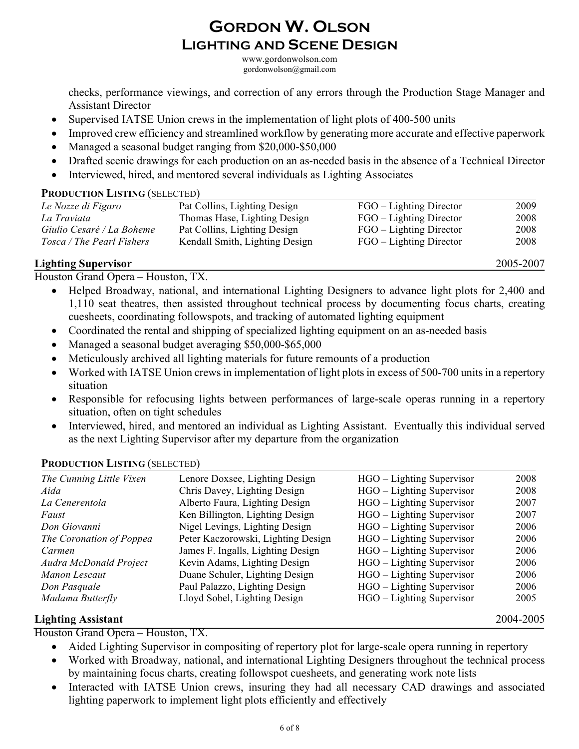checks, performance viewings, and correction of any errors through the Production Stage Manager and Assistant Director

- Supervised IATSE Union crews in the implementation of light plots of 400-500 units
- Improved crew efficiency and streamlined workflow by generating more accurate and effective paperwork
- Managed a seasonal budget ranging from $20,000-$50,000
- Drafted scenic drawings for each production on an as-needed basis in the absence of a Technical Director
- Interviewed, hired, and mentored several individuals as Lighting Associates

**PRODUCTION LISTING** (SELECTED)

| | | | |
|---|---|---|---|
| *Le Nozze di Figaro* | Pat Collins, Lighting Design | FGO – Lighting Director | 2009 |
| *La Traviata* | Thomas Hase, Lighting Design | FGO – Lighting Director | 2008 |
| *Giulio Cesaré / La Boheme* | Pat Collins, Lighting Design | FGO – Lighting Director | 2008 |
| *Tosca / The Pearl Fishers* | Kendall Smith, Lighting Design | FGO – Lighting Director | 2008 |

### Lighting Supervisor — 2005-2007

Houston Grand Opera – Houston, TX.

- Helped Broadway, national, and international Lighting Designers to advance light plots for 2,400 and 1,110 seat theatres, then assisted throughout technical process by documenting focus charts, creating cuesheets, coordinating followspots, and tracking of automated lighting equipment
- Coordinated the rental and shipping of specialized lighting equipment on an as-needed basis
- Managed a seasonal budget averaging $50,000-$65,000
- Meticulously archived all lighting materials for future remounts of a production
- Worked with IATSE Union crews in implementation of light plots in excess of 500-700 units in a repertory situation
- Responsible for refocusing lights between performances of large-scale operas running in a repertory situation, often on tight schedules
- Interviewed, hired, and mentored an individual as Lighting Assistant. Eventually this individual served as the next Lighting Supervisor after my departure from the organization

**PRODUCTION LISTING** (SELECTED)

| | | | |
|---|---|---|---|
| *The Cunning Little Vixen* | Lenore Doxsee, Lighting Design | HGO – Lighting Supervisor | 2008 |
| *Aida* | Chris Davey, Lighting Design | HGO – Lighting Supervisor | 2008 |
| *La Cenerentola* | Alberto Faura, Lighting Design | HGO – Lighting Supervisor | 2007 |
| *Faust* | Ken Billington, Lighting Design | HGO – Lighting Supervisor | 2007 |
| *Don Giovanni* | Nigel Levings, Lighting Design | HGO – Lighting Supervisor | 2006 |
| *The Coronation of Poppea* | Peter Kaczorowski, Lighting Design | HGO – Lighting Supervisor | 2006 |
| *Carmen* | James F. Ingalls, Lighting Design | HGO – Lighting Supervisor | 2006 |
| *Audra McDonald Project* | Kevin Adams, Lighting Design | HGO – Lighting Supervisor | 2006 |
| *Manon Lescaut* | Duane Schuler, Lighting Design | HGO – Lighting Supervisor | 2006 |
| *Don Pasquale* | Paul Palazzo, Lighting Design | HGO – Lighting Supervisor | 2006 |
| *Madama Butterfly* | Lloyd Sobel, Lighting Design | HGO – Lighting Supervisor | 2005 |

### Lighting Assistant — 2004-2005

Houston Grand Opera – Houston, TX.

- Aided Lighting Supervisor in compositing of repertory plot for large-scale opera running in repertory
- Worked with Broadway, national, and international Lighting Designers throughout the technical process by maintaining focus charts, creating followspot cuesheets, and generating work note lists
- Interacted with IATSE Union crews, insuring they had all necessary CAD drawings and associated lighting paperwork to implement light plots efficiently and effectively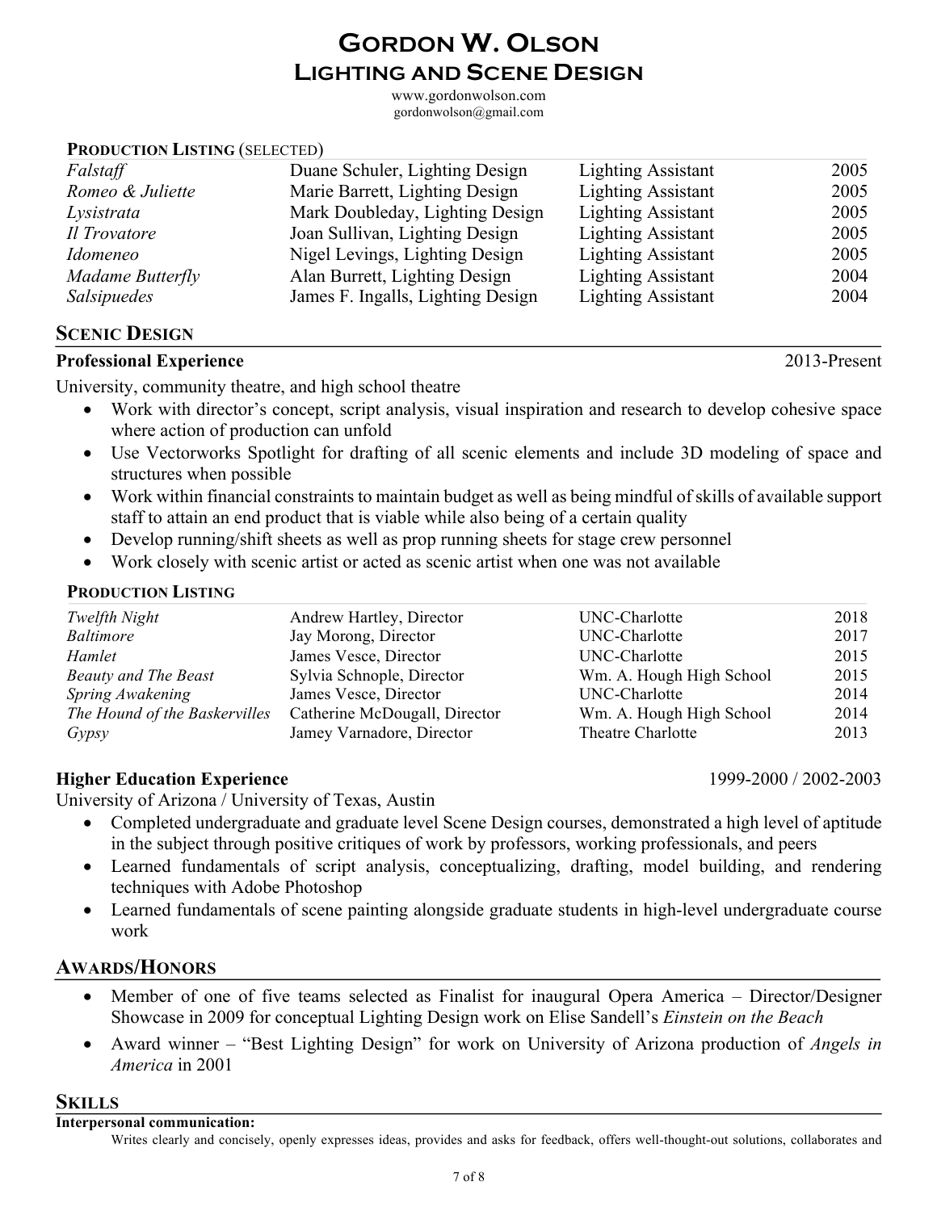# Gordon W. Olson
## Lighting and Scene Design

www.gordonwolson.com
gordonwolson@gmail.com

**PRODUCTION LISTING** (SELECTED)

| | | | |
|---|---|---|---|
| *Falstaff* | Duane Schuler, Lighting Design | Lighting Assistant | 2005 |
| *Romeo & Juliette* | Marie Barrett, Lighting Design | Lighting Assistant | 2005 |
| *Lysistrata* | Mark Doubleday, Lighting Design | Lighting Assistant | 2005 |
| *Il Trovatore* | Joan Sullivan, Lighting Design | Lighting Assistant | 2005 |
| *Idomeneo* | Nigel Levings, Lighting Design | Lighting Assistant | 2005 |
| *Madame Butterfly* | Alan Burrett, Lighting Design | Lighting Assistant | 2004 |
| *Salsipuedes* | James F. Ingalls, Lighting Design | Lighting Assistant | 2004 |

## SCENIC DESIGN

**Professional Experience** 2013-Present

University, community theatre, and high school theatre

- Work with director's concept, script analysis, visual inspiration and research to develop cohesive space where action of production can unfold
- Use Vectorworks Spotlight for drafting of all scenic elements and include 3D modeling of space and structures when possible
- Work within financial constraints to maintain budget as well as being mindful of skills of available support staff to attain an end product that is viable while also being of a certain quality
- Develop running/shift sheets as well as prop running sheets for stage crew personnel
- Work closely with scenic artist or acted as scenic artist when one was not available

**PRODUCTION LISTING**

| | | | |
|---|---|---|---|
| *Twelfth Night* | Andrew Hartley, Director | UNC-Charlotte | 2018 |
| *Baltimore* | Jay Morong, Director | UNC-Charlotte | 2017 |
| *Hamlet* | James Vesce, Director | UNC-Charlotte | 2015 |
| *Beauty and The Beast* | Sylvia Schnople, Director | Wm. A. Hough High School | 2015 |
| *Spring Awakening* | James Vesce, Director | UNC-Charlotte | 2014 |
| *The Hound of the Baskervilles* | Catherine McDougall, Director | Wm. A. Hough High School | 2014 |
| *Gypsy* | Jamey Varnadore, Director | Theatre Charlotte | 2013 |

**Higher Education Experience** 1999-2000 / 2002-2003

University of Arizona / University of Texas, Austin

- Completed undergraduate and graduate level Scene Design courses, demonstrated a high level of aptitude in the subject through positive critiques of work by professors, working professionals, and peers
- Learned fundamentals of script analysis, conceptualizing, drafting, model building, and rendering techniques with Adobe Photoshop
- Learned fundamentals of scene painting alongside graduate students in high-level undergraduate course work

## AWARDS/HONORS

- Member of one of five teams selected as Finalist for inaugural Opera America – Director/Designer Showcase in 2009 for conceptual Lighting Design work on Elise Sandell's *Einstein on the Beach*
- Award winner – "Best Lighting Design" for work on University of Arizona production of *Angels in America* in 2001

## SKILLS

**Interpersonal communication:**

Writes clearly and concisely, openly expresses ideas, provides and asks for feedback, offers well-thought-out solutions, collaborates and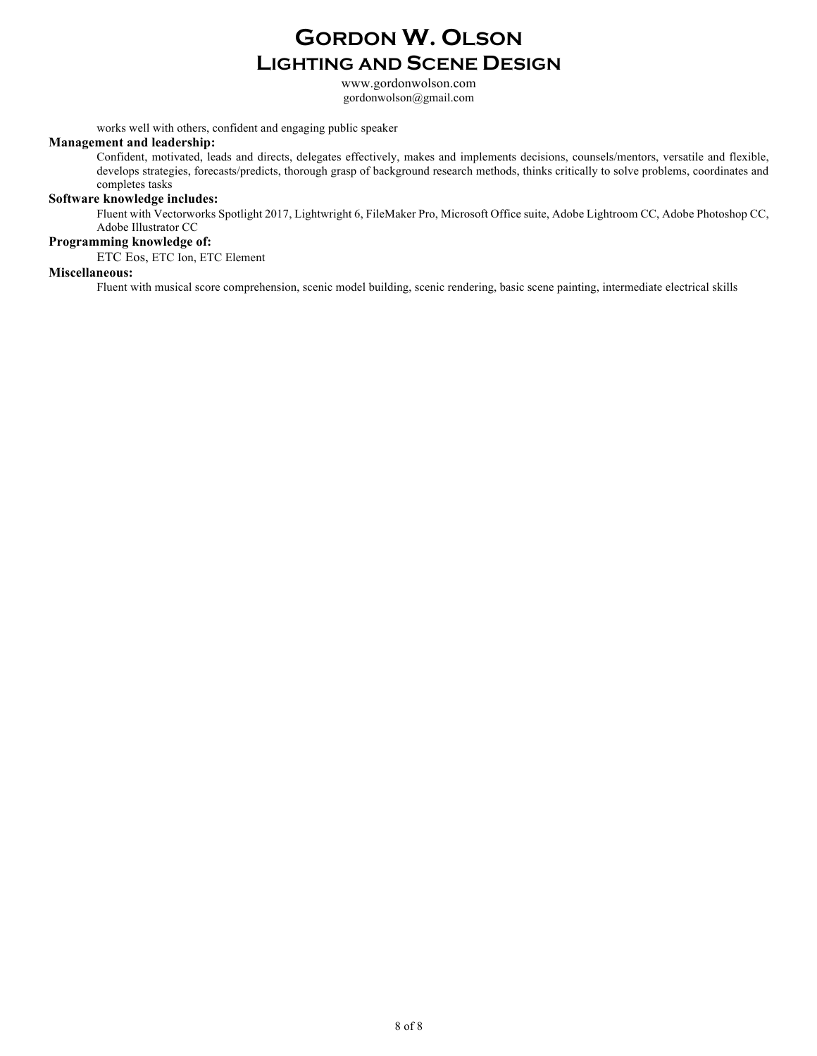works well with others, confident and engaging public speaker

**Management and leadership:**

Confident, motivated, leads and directs, delegates effectively, makes and implements decisions, counsels/mentors, versatile and flexible, develops strategies, forecasts/predicts, thorough grasp of background research methods, thinks critically to solve problems, coordinates and completes tasks

**Software knowledge includes:**

Fluent with Vectorworks Spotlight 2017, Lightwright 6, FileMaker Pro, Microsoft Office suite, Adobe Lightroom CC, Adobe Photoshop CC, Adobe Illustrator CC

**Programming knowledge of:**

ETC Eos, ETC Ion, ETC Element

**Miscellaneous:**

Fluent with musical score comprehension, scenic model building, scenic rendering, basic scene painting, intermediate electrical skills